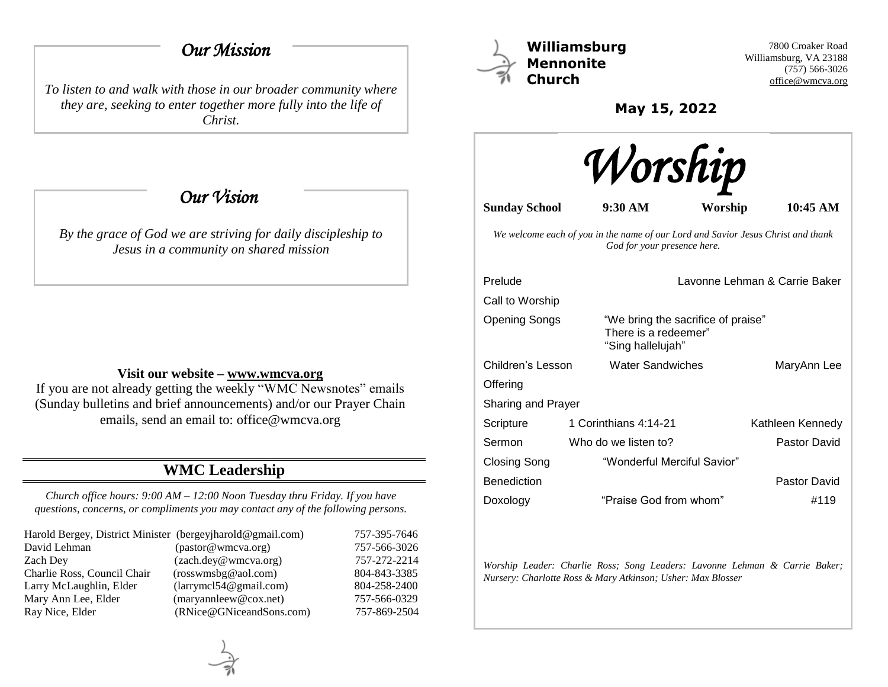## *Our Mission*

*To listen to and walk with those in our broader community where they are, seeking to enter together more fully into the life of Christ.*

## *Our Vision*

*By the grace of God we are striving for daily discipleship to Jesus in a community on shared mission*

**Visit our website – www.wmcva.org**

If you are not already getting the weekly "WMC Newsnotes" emails (Sunday bulletins and brief announcements) and/or our Prayer Chain emails, send an email to: office@wmcva.org

## WMC Leadership

*Church office hours: 9:00 AM – 12:00 Noon Tuesday thru Friday. If you have questions, concerns, or compliments you may contact any of the following persons.*

| | | |
|---|---|---|
| Harold Bergey, District Minister | (bergeyjharold@gmail.com) | 757-395-7646 |
| David Lehman | (pastor@wmcva.org) | 757-566-3026 |
| Zach Dey | (zach.dey@wmcva.org) | 757-272-2214 |
| Charlie Ross, Council Chair | (rosswmsbg@aol.com) | 804-843-3385 |
| Larry McLaughlin, Elder | (larrymcl54@gmail.com) | 804-258-2400 |
| Mary Ann Lee, Elder | (maryannleew@cox.net) | 757-566-0329 |
| Ray Nice, Elder | (RNice@GNiceandSons.com) | 757-869-2504 |

# Williamsburg Mennonite Church

7800 Croaker Road
Williamsburg, VA 23188
(757) 566-3026
office@wmcva.org

**May 15, 2022**

# *Worship*

**Sunday School 9:30 AM** **Worship 10:45 AM**

*We welcome each of you in the name of our Lord and Savior Jesus Christ and thank God for your presence here.*

| | | |
|---|---|---|
| Prelude | | Lavonne Lehman & Carrie Baker |
| Call to Worship | | |
| Opening Songs | "We bring the sacrifice of praise"<br>There is a redeemer"<br>"Sing hallelujah" | |
| Children's Lesson | Water Sandwiches | MaryAnn Lee |
| Offering | | |
| Sharing and Prayer | | |
| Scripture | 1 Corinthians 4:14-21 | Kathleen Kennedy |
| Sermon | Who do we listen to? | Pastor David |
| Closing Song | "Wonderful Merciful Savior" | |
| Benediction | | Pastor David |
| Doxology | "Praise God from whom" | #119 |

*Worship Leader: Charlie Ross; Song Leaders: Lavonne Lehman & Carrie Baker; Nursery: Charlotte Ross & Mary Atkinson; Usher: Max Blosser*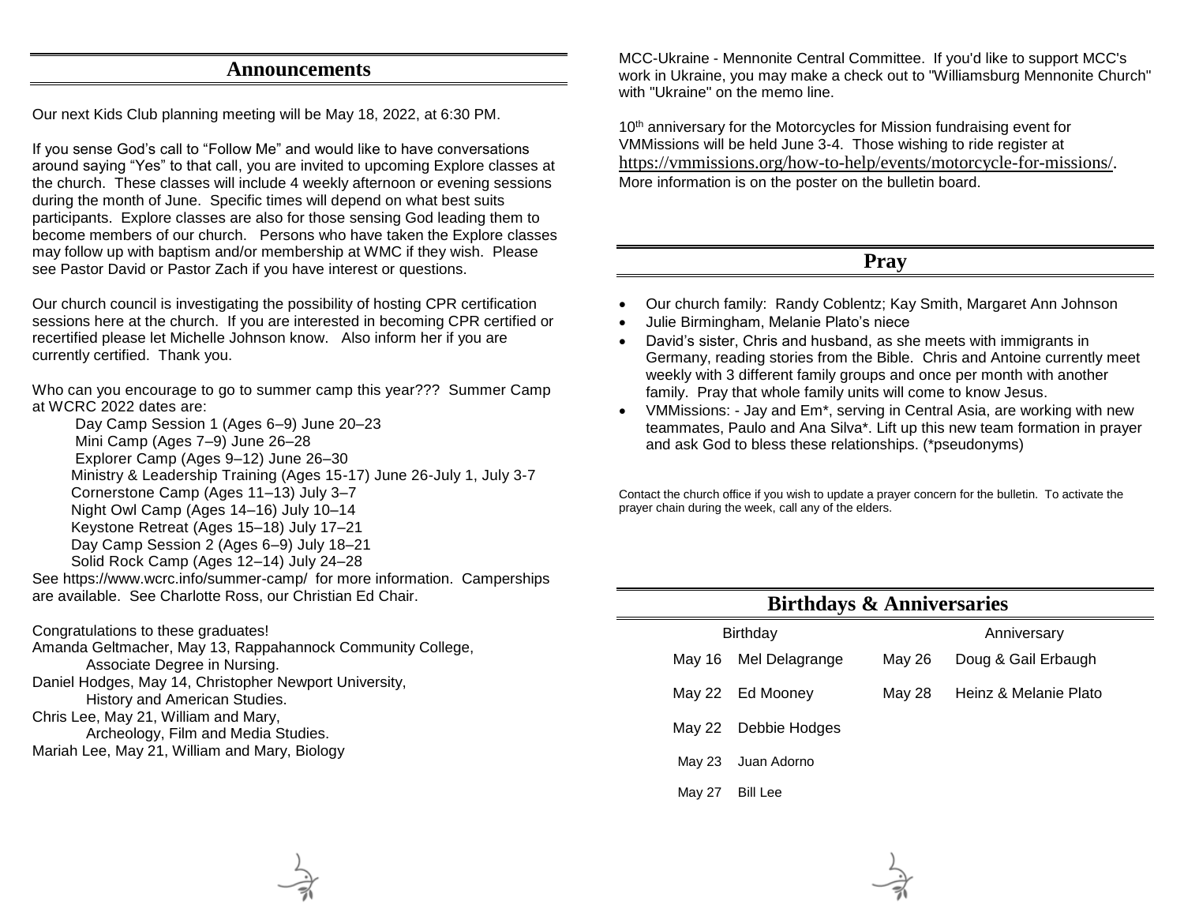## Announcements

Our next Kids Club planning meeting will be May 18, 2022, at 6:30 PM.

If you sense God's call to "Follow Me" and would like to have conversations around saying "Yes" to that call, you are invited to upcoming Explore classes at the church. These classes will include 4 weekly afternoon or evening sessions during the month of June. Specific times will depend on what best suits participants. Explore classes are also for those sensing God leading them to become members of our church. Persons who have taken the Explore classes may follow up with baptism and/or membership at WMC if they wish. Please see Pastor David or Pastor Zach if you have interest or questions.

Our church council is investigating the possibility of hosting CPR certification sessions here at the church. If you are interested in becoming CPR certified or recertified please let Michelle Johnson know. Also inform her if you are currently certified. Thank you.

Who can you encourage to go to summer camp this year??? Summer Camp at WCRC 2022 dates are:

Day Camp Session 1 (Ages 6–9) June 20–23
Mini Camp (Ages 7–9) June 26–28
Explorer Camp (Ages 9–12) June 26–30
Ministry & Leadership Training (Ages 15-17) June 26-July 1, July 3-7
Cornerstone Camp (Ages 11–13) July 3–7
Night Owl Camp (Ages 14–16) July 10–14
Keystone Retreat (Ages 15–18) July 17–21
Day Camp Session 2 (Ages 6–9) July 18–21
Solid Rock Camp (Ages 12–14) July 24–28

See https://www.wcrc.info/summer-camp/ for more information. Camperships are available. See Charlotte Ross, our Christian Ed Chair.

Congratulations to these graduates!
Amanda Geltmacher, May 13, Rappahannock Community College,
Associate Degree in Nursing.
Daniel Hodges, May 14, Christopher Newport University,
History and American Studies.
Chris Lee, May 21, William and Mary,
Archeology, Film and Media Studies.
Mariah Lee, May 21, William and Mary, Biology

MCC-Ukraine - Mennonite Central Committee. If you'd like to support MCC's work in Ukraine, you may make a check out to "Williamsburg Mennonite Church" with "Ukraine" on the memo line.

10th anniversary for the Motorcycles for Mission fundraising event for VMMissions will be held June 3-4. Those wishing to ride register at https://vmmissions.org/how-to-help/events/motorcycle-for-missions/. More information is on the poster on the bulletin board.

## Pray

- Our church family: Randy Coblentz; Kay Smith, Margaret Ann Johnson
- Julie Birmingham, Melanie Plato's niece
- David's sister, Chris and husband, as she meets with immigrants in Germany, reading stories from the Bible. Chris and Antoine currently meet weekly with 3 different family groups and once per month with another family. Pray that whole family units will come to know Jesus.
- VMMissions: - Jay and Em*, serving in Central Asia, are working with new teammates, Paulo and Ana Silva*. Lift up this new team formation in prayer and ask God to bless these relationships. (*pseudonyms)

Contact the church office if you wish to update a prayer concern for the bulletin. To activate the prayer chain during the week, call any of the elders.

## Birthdays & Anniversaries

| Birthday | | Anniversary | |
|---|---|---|---|
| May 16 | Mel Delagrange | May 26 | Doug & Gail Erbaugh |
| May 22 | Ed Mooney | May 28 | Heinz & Melanie Plato |
| May 22 | Debbie Hodges | | |
| May 23 | Juan Adorno | | |
| May 27 | Bill Lee | | |